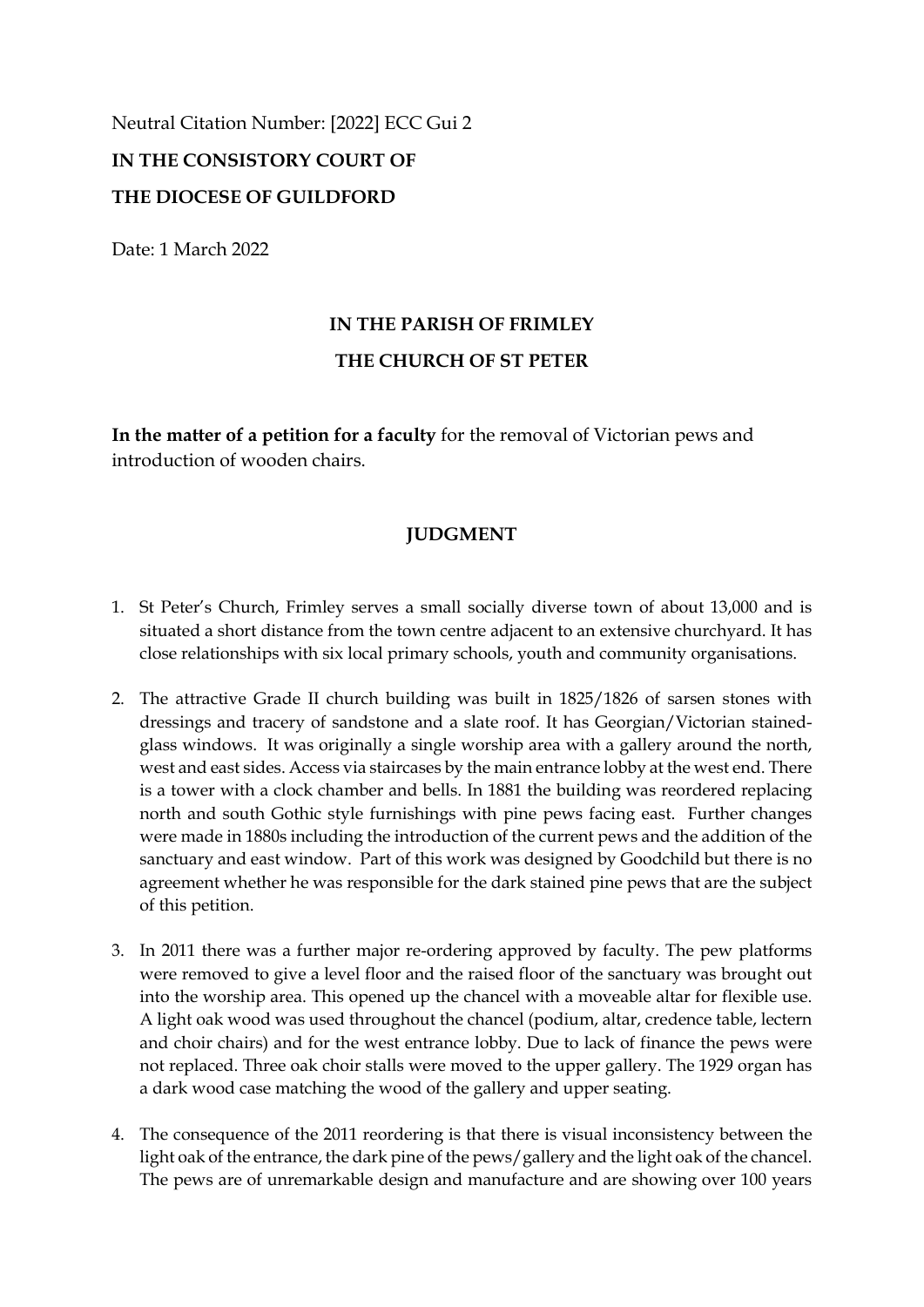Neutral Citation Number: [2022] ECC Gui 2

**IN THE CONSISTORY COURT OF**

**THE DIOCESE OF GUILDFORD**

Date: 1 March 2022

**IN THE PARISH OF FRIMLEY**

**THE CHURCH OF ST PETER**

**In the matter of a petition for a faculty** for the removal of Victorian pews and introduction of wooden chairs.

**JUDGMENT**

1. St Peter's Church, Frimley serves a small socially diverse town of about 13,000 and is situated a short distance from the town centre adjacent to an extensive churchyard. It has close relationships with six local primary schools, youth and community organisations.

2. The attractive Grade II church building was built in 1825/1826 of sarsen stones with dressings and tracery of sandstone and a slate roof. It has Georgian/Victorian stained-glass windows. It was originally a single worship area with a gallery around the north, west and east sides. Access via staircases by the main entrance lobby at the west end. There is a tower with a clock chamber and bells. In 1881 the building was reordered replacing north and south Gothic style furnishings with pine pews facing east. Further changes were made in 1880s including the introduction of the current pews and the addition of the sanctuary and east window. Part of this work was designed by Goodchild but there is no agreement whether he was responsible for the dark stained pine pews that are the subject of this petition.

3. In 2011 there was a further major re-ordering approved by faculty. The pew platforms were removed to give a level floor and the raised floor of the sanctuary was brought out into the worship area. This opened up the chancel with a moveable altar for flexible use. A light oak wood was used throughout the chancel (podium, altar, credence table, lectern and choir chairs) and for the west entrance lobby. Due to lack of finance the pews were not replaced. Three oak choir stalls were moved to the upper gallery. The 1929 organ has a dark wood case matching the wood of the gallery and upper seating.

4. The consequence of the 2011 reordering is that there is visual inconsistency between the light oak of the entrance, the dark pine of the pews/gallery and the light oak of the chancel. The pews are of unremarkable design and manufacture and are showing over 100 years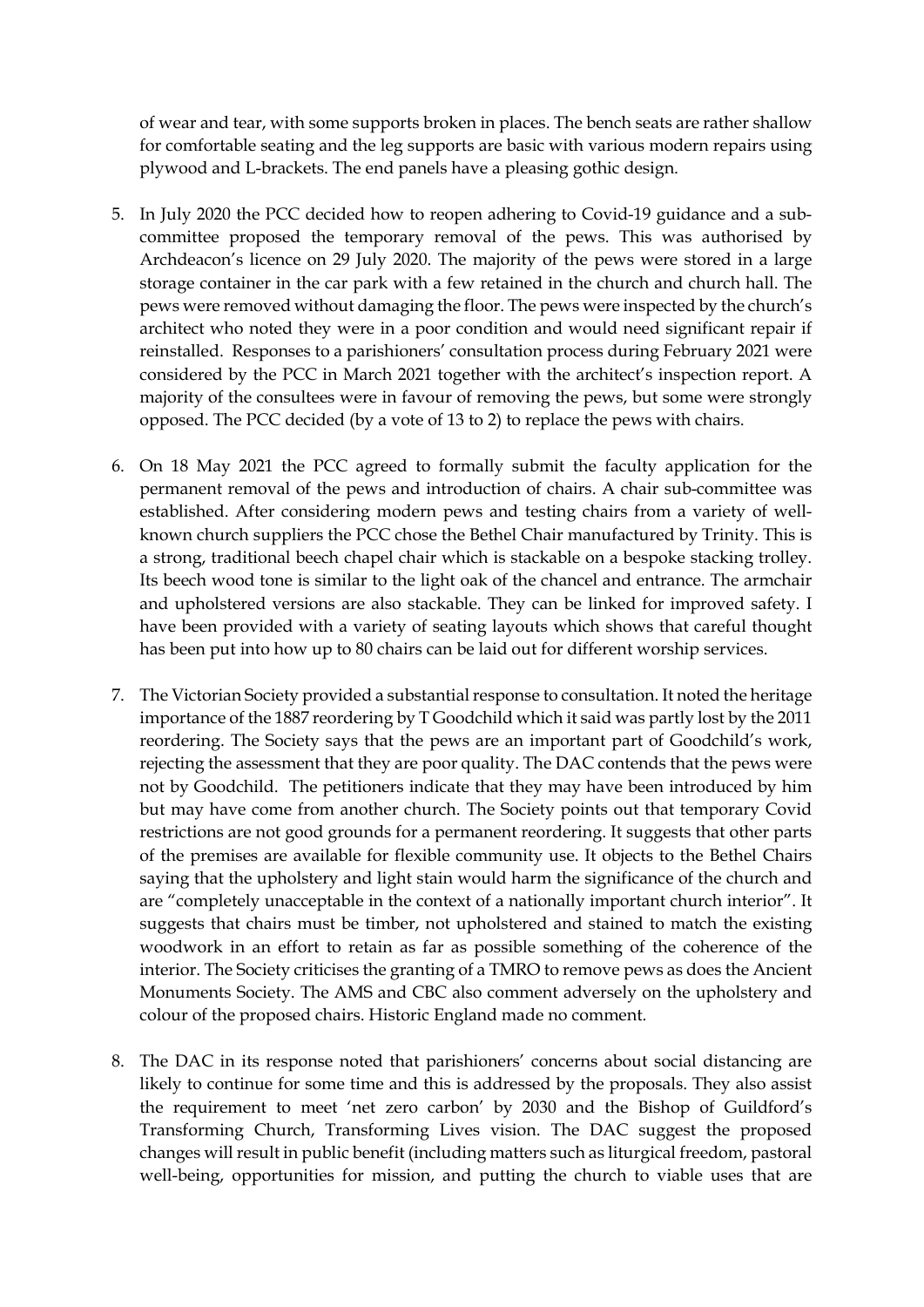of wear and tear, with some supports broken in places. The bench seats are rather shallow for comfortable seating and the leg supports are basic with various modern repairs using plywood and L-brackets. The end panels have a pleasing gothic design.

5. In July 2020 the PCC decided how to reopen adhering to Covid-19 guidance and a sub-committee proposed the temporary removal of the pews. This was authorised by Archdeacon's licence on 29 July 2020. The majority of the pews were stored in a large storage container in the car park with a few retained in the church and church hall. The pews were removed without damaging the floor. The pews were inspected by the church's architect who noted they were in a poor condition and would need significant repair if reinstalled. Responses to a parishioners' consultation process during February 2021 were considered by the PCC in March 2021 together with the architect's inspection report. A majority of the consultees were in favour of removing the pews, but some were strongly opposed. The PCC decided (by a vote of 13 to 2) to replace the pews with chairs.

6. On 18 May 2021 the PCC agreed to formally submit the faculty application for the permanent removal of the pews and introduction of chairs. A chair sub-committee was established. After considering modern pews and testing chairs from a variety of well-known church suppliers the PCC chose the Bethel Chair manufactured by Trinity. This is a strong, traditional beech chapel chair which is stackable on a bespoke stacking trolley. Its beech wood tone is similar to the light oak of the chancel and entrance. The armchair and upholstered versions are also stackable. They can be linked for improved safety. I have been provided with a variety of seating layouts which shows that careful thought has been put into how up to 80 chairs can be laid out for different worship services.

7. The Victorian Society provided a substantial response to consultation. It noted the heritage importance of the 1887 reordering by T Goodchild which it said was partly lost by the 2011 reordering. The Society says that the pews are an important part of Goodchild's work, rejecting the assessment that they are poor quality. The DAC contends that the pews were not by Goodchild. The petitioners indicate that they may have been introduced by him but may have come from another church. The Society points out that temporary Covid restrictions are not good grounds for a permanent reordering. It suggests that other parts of the premises are available for flexible community use. It objects to the Bethel Chairs saying that the upholstery and light stain would harm the significance of the church and are "completely unacceptable in the context of a nationally important church interior". It suggests that chairs must be timber, not upholstered and stained to match the existing woodwork in an effort to retain as far as possible something of the coherence of the interior. The Society criticises the granting of a TMRO to remove pews as does the Ancient Monuments Society. The AMS and CBC also comment adversely on the upholstery and colour of the proposed chairs. Historic England made no comment.

8. The DAC in its response noted that parishioners' concerns about social distancing are likely to continue for some time and this is addressed by the proposals. They also assist the requirement to meet 'net zero carbon' by 2030 and the Bishop of Guildford's Transforming Church, Transforming Lives vision. The DAC suggest the proposed changes will result in public benefit (including matters such as liturgical freedom, pastoral well-being, opportunities for mission, and putting the church to viable uses that are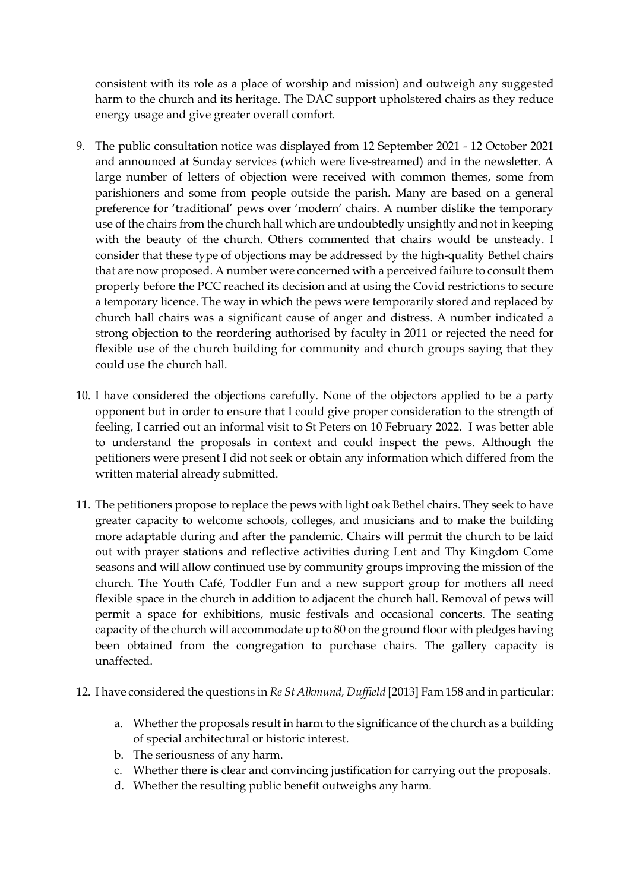consistent with its role as a place of worship and mission) and outweigh any suggested harm to the church and its heritage. The DAC support upholstered chairs as they reduce energy usage and give greater overall comfort.

9. The public consultation notice was displayed from 12 September 2021 - 12 October 2021 and announced at Sunday services (which were live-streamed) and in the newsletter. A large number of letters of objection were received with common themes, some from parishioners and some from people outside the parish. Many are based on a general preference for 'traditional' pews over 'modern' chairs. A number dislike the temporary use of the chairs from the church hall which are undoubtedly unsightly and not in keeping with the beauty of the church. Others commented that chairs would be unsteady. I consider that these type of objections may be addressed by the high-quality Bethel chairs that are now proposed. A number were concerned with a perceived failure to consult them properly before the PCC reached its decision and at using the Covid restrictions to secure a temporary licence. The way in which the pews were temporarily stored and replaced by church hall chairs was a significant cause of anger and distress. A number indicated a strong objection to the reordering authorised by faculty in 2011 or rejected the need for flexible use of the church building for community and church groups saying that they could use the church hall.

10. I have considered the objections carefully. None of the objectors applied to be a party opponent but in order to ensure that I could give proper consideration to the strength of feeling, I carried out an informal visit to St Peters on 10 February 2022. I was better able to understand the proposals in context and could inspect the pews. Although the petitioners were present I did not seek or obtain any information which differed from the written material already submitted.

11. The petitioners propose to replace the pews with light oak Bethel chairs. They seek to have greater capacity to welcome schools, colleges, and musicians and to make the building more adaptable during and after the pandemic. Chairs will permit the church to be laid out with prayer stations and reflective activities during Lent and Thy Kingdom Come seasons and will allow continued use by community groups improving the mission of the church. The Youth Café, Toddler Fun and a new support group for mothers all need flexible space in the church in addition to adjacent the church hall. Removal of pews will permit a space for exhibitions, music festivals and occasional concerts. The seating capacity of the church will accommodate up to 80 on the ground floor with pledges having been obtained from the congregation to purchase chairs. The gallery capacity is unaffected.

12. I have considered the questions in *Re St Alkmund, Duffield* [2013] Fam 158 and in particular:

    a. Whether the proposals result in harm to the significance of the church as a building of special architectural or historic interest.
    b. The seriousness of any harm.
    c. Whether there is clear and convincing justification for carrying out the proposals.
    d. Whether the resulting public benefit outweighs any harm.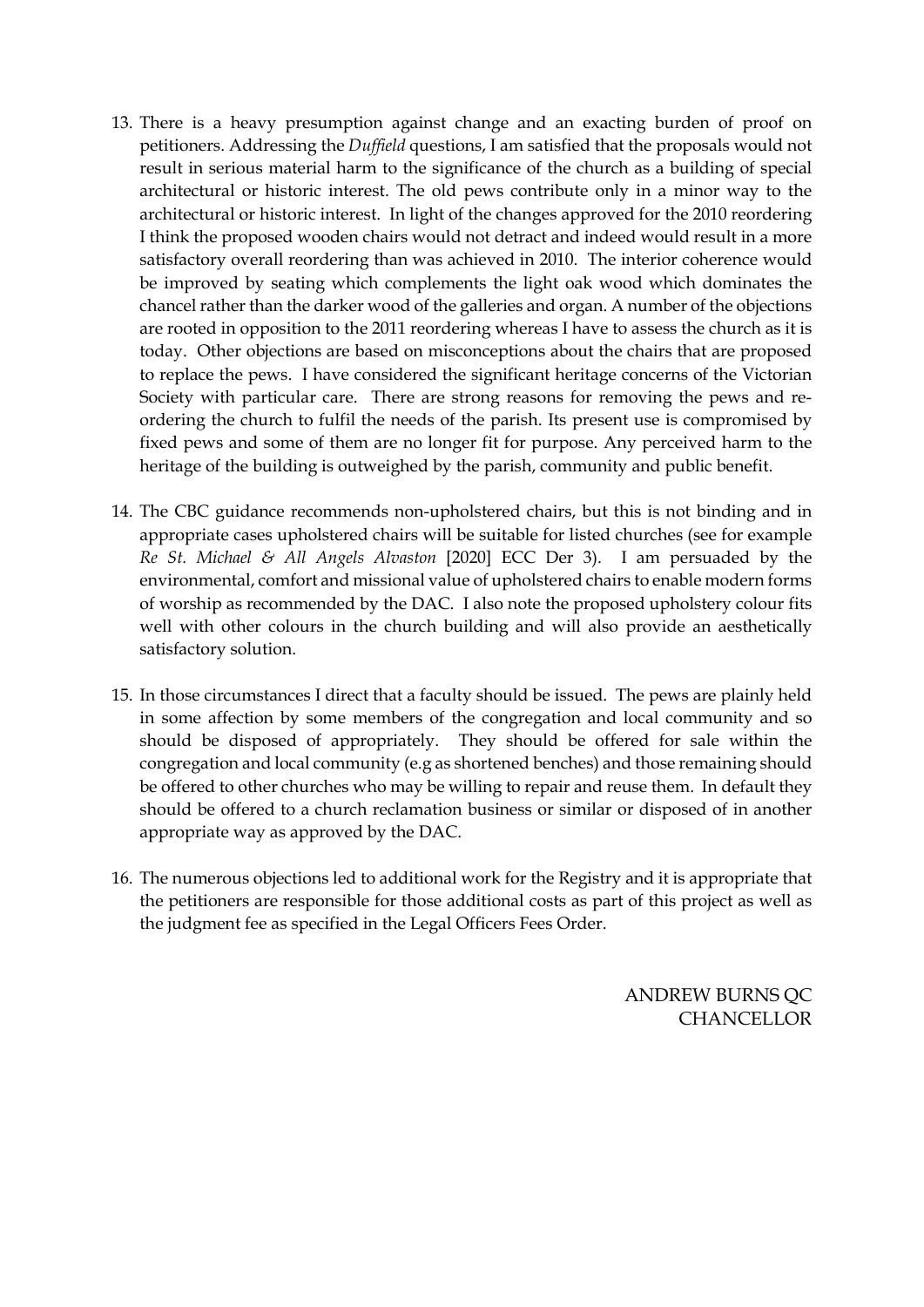13. There is a heavy presumption against change and an exacting burden of proof on petitioners. Addressing the *Duffield* questions, I am satisfied that the proposals would not result in serious material harm to the significance of the church as a building of special architectural or historic interest. The old pews contribute only in a minor way to the architectural or historic interest. In light of the changes approved for the 2010 reordering I think the proposed wooden chairs would not detract and indeed would result in a more satisfactory overall reordering than was achieved in 2010. The interior coherence would be improved by seating which complements the light oak wood which dominates the chancel rather than the darker wood of the galleries and organ. A number of the objections are rooted in opposition to the 2011 reordering whereas I have to assess the church as it is today. Other objections are based on misconceptions about the chairs that are proposed to replace the pews. I have considered the significant heritage concerns of the Victorian Society with particular care. There are strong reasons for removing the pews and re-ordering the church to fulfil the needs of the parish. Its present use is compromised by fixed pews and some of them are no longer fit for purpose. Any perceived harm to the heritage of the building is outweighed by the parish, community and public benefit.

14. The CBC guidance recommends non-upholstered chairs, but this is not binding and in appropriate cases upholstered chairs will be suitable for listed churches (see for example *Re St. Michael & All Angels Alvaston* [2020] ECC Der 3). I am persuaded by the environmental, comfort and missional value of upholstered chairs to enable modern forms of worship as recommended by the DAC. I also note the proposed upholstery colour fits well with other colours in the church building and will also provide an aesthetically satisfactory solution.

15. In those circumstances I direct that a faculty should be issued. The pews are plainly held in some affection by some members of the congregation and local community and so should be disposed of appropriately. They should be offered for sale within the congregation and local community (e.g as shortened benches) and those remaining should be offered to other churches who may be willing to repair and reuse them. In default they should be offered to a church reclamation business or similar or disposed of in another appropriate way as approved by the DAC.

16. The numerous objections led to additional work for the Registry and it is appropriate that the petitioners are responsible for those additional costs as part of this project as well as the judgment fee as specified in the Legal Officers Fees Order.

ANDREW BURNS QC
CHANCELLOR